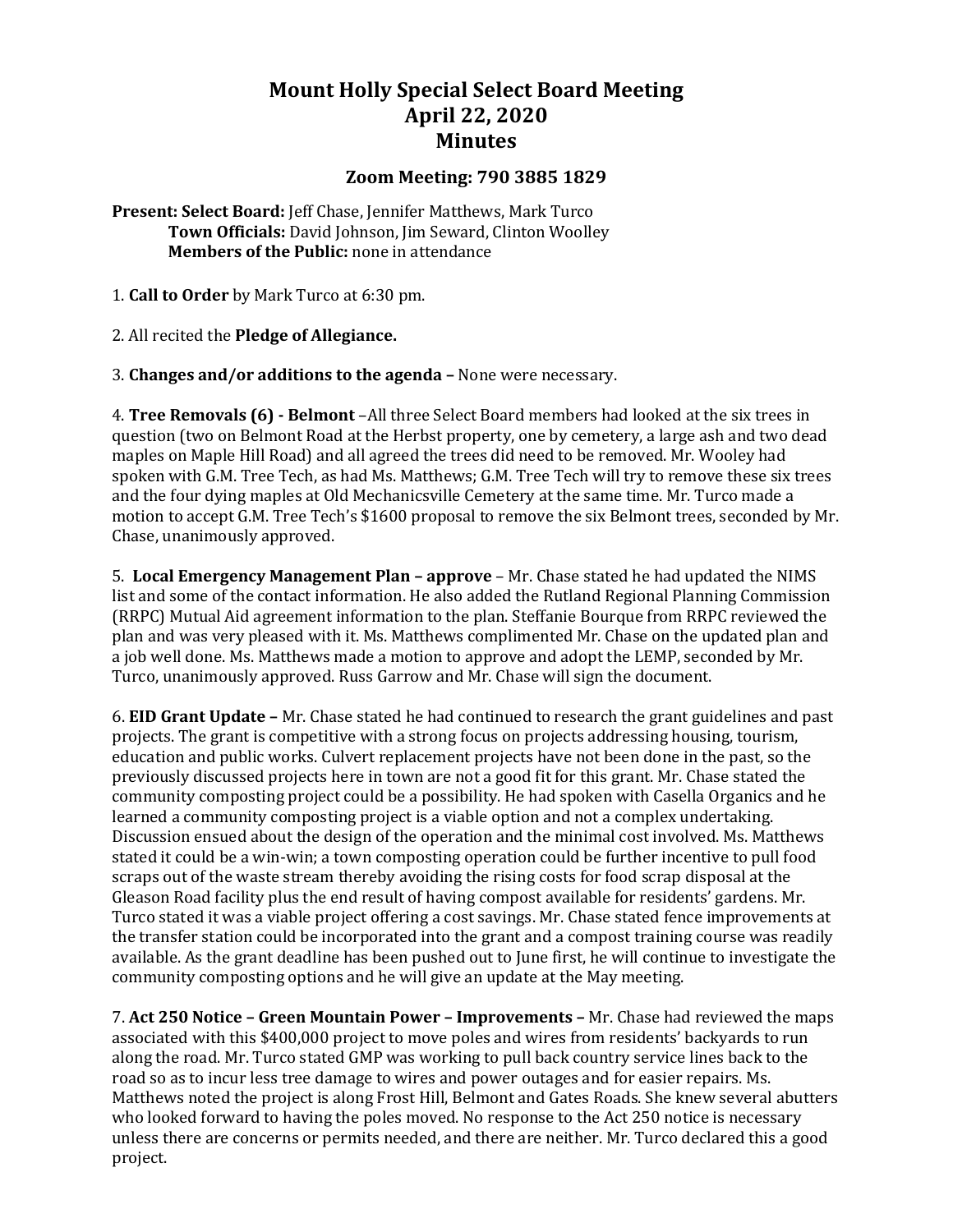# Mount Holly Special Select Board Meeting
# April 22, 2020
# Minutes

## Zoom Meeting: 790 3885 1829

**Present: Select Board:** Jeff Chase, Jennifer Matthews, Mark Turco
**Town Officials:** David Johnson, Jim Seward, Clinton Woolley
**Members of the Public:** none in attendance

1. **Call to Order** by Mark Turco at 6:30 pm.

2. All recited the **Pledge of Allegiance.**

3. **Changes and/or additions to the agenda –** None were necessary.

4. **Tree Removals (6) - Belmont** –All three Select Board members had looked at the six trees in question (two on Belmont Road at the Herbst property, one by cemetery, a large ash and two dead maples on Maple Hill Road) and all agreed the trees did need to be removed. Mr. Wooley had spoken with G.M. Tree Tech, as had Ms. Matthews; G.M. Tree Tech will try to remove these six trees and the four dying maples at Old Mechanicsville Cemetery at the same time. Mr. Turco made a motion to accept G.M. Tree Tech's $1600 proposal to remove the six Belmont trees, seconded by Mr. Chase, unanimously approved.

5. **Local Emergency Management Plan – approve** – Mr. Chase stated he had updated the NIMS list and some of the contact information. He also added the Rutland Regional Planning Commission (RRPC) Mutual Aid agreement information to the plan. Steffanie Bourque from RRPC reviewed the plan and was very pleased with it. Ms. Matthews complimented Mr. Chase on the updated plan and a job well done. Ms. Matthews made a motion to approve and adopt the LEMP, seconded by Mr. Turco, unanimously approved. Russ Garrow and Mr. Chase will sign the document.

6. **EID Grant Update –** Mr. Chase stated he had continued to research the grant guidelines and past projects. The grant is competitive with a strong focus on projects addressing housing, tourism, education and public works. Culvert replacement projects have not been done in the past, so the previously discussed projects here in town are not a good fit for this grant. Mr. Chase stated the community composting project could be a possibility. He had spoken with Casella Organics and he learned a community composting project is a viable option and not a complex undertaking. Discussion ensued about the design of the operation and the minimal cost involved. Ms. Matthews stated it could be a win-win; a town composting operation could be further incentive to pull food scraps out of the waste stream thereby avoiding the rising costs for food scrap disposal at the Gleason Road facility plus the end result of having compost available for residents' gardens. Mr. Turco stated it was a viable project offering a cost savings. Mr. Chase stated fence improvements at the transfer station could be incorporated into the grant and a compost training course was readily available. As the grant deadline has been pushed out to June first, he will continue to investigate the community composting options and he will give an update at the May meeting.

7. **Act 250 Notice – Green Mountain Power – Improvements –** Mr. Chase had reviewed the maps associated with this $400,000 project to move poles and wires from residents' backyards to run along the road. Mr. Turco stated GMP was working to pull back country service lines back to the road so as to incur less tree damage to wires and power outages and for easier repairs. Ms. Matthews noted the project is along Frost Hill, Belmont and Gates Roads. She knew several abutters who looked forward to having the poles moved. No response to the Act 250 notice is necessary unless there are concerns or permits needed, and there are neither. Mr. Turco declared this a good project.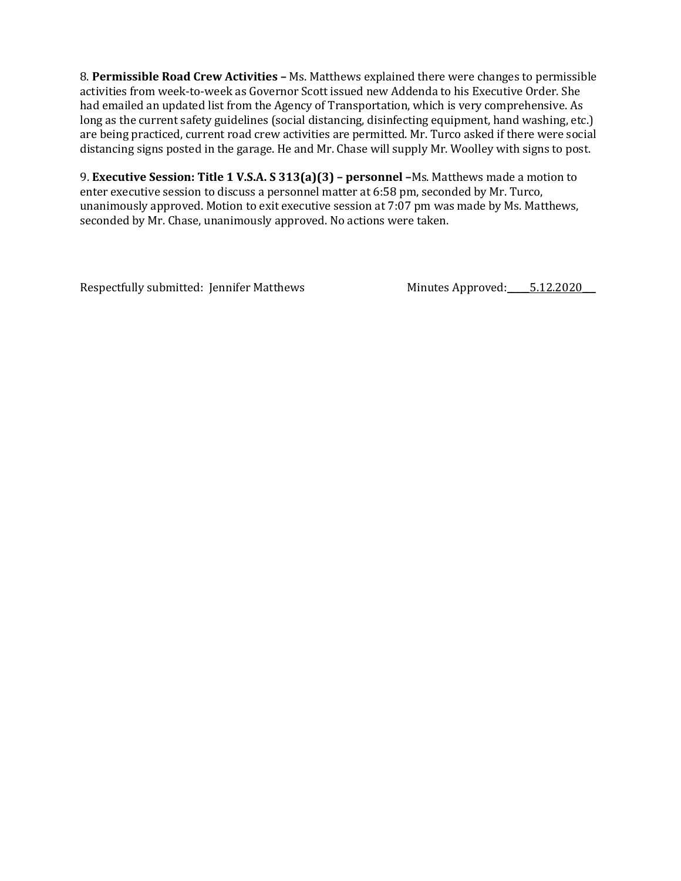8. **Permissible Road Crew Activities –** Ms. Matthews explained there were changes to permissible activities from week-to-week as Governor Scott issued new Addenda to his Executive Order. She had emailed an updated list from the Agency of Transportation, which is very comprehensive. As long as the current safety guidelines (social distancing, disinfecting equipment, hand washing, etc.) are being practiced, current road crew activities are permitted. Mr. Turco asked if there were social distancing signs posted in the garage. He and Mr. Chase will supply Mr. Woolley with signs to post.

9. **Executive Session: Title 1 V.S.A. S 313(a)(3) – personnel –**Ms. Matthews made a motion to enter executive session to discuss a personnel matter at 6:58 pm, seconded by Mr. Turco, unanimously approved. Motion to exit executive session at 7:07 pm was made by Ms. Matthews, seconded by Mr. Chase, unanimously approved. No actions were taken.

Respectfully submitted: Jennifer Matthews

Minutes Approved: 5.12.2020